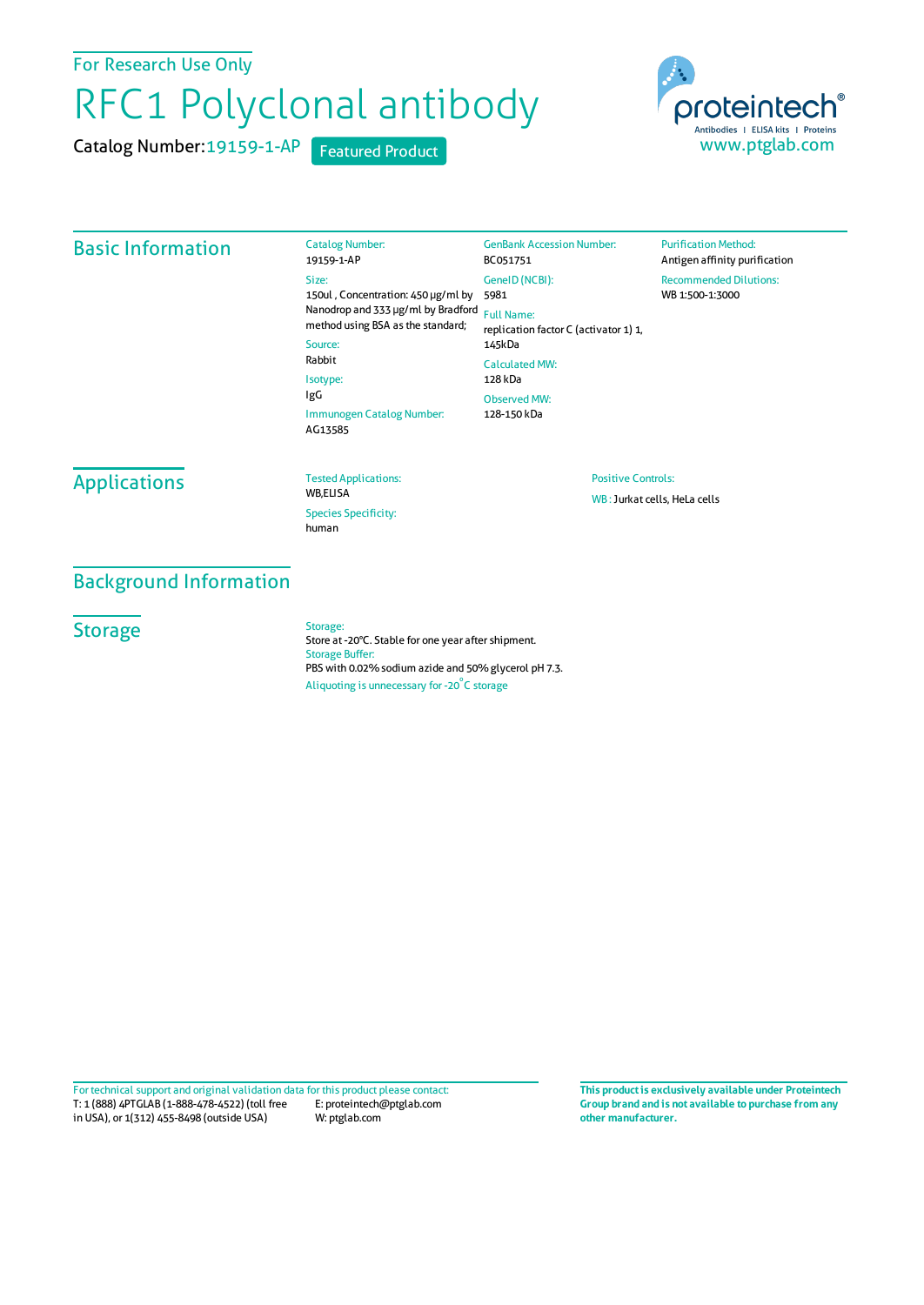For Research Use Only

# RFC1 Polyclonal antibody

Catalog Number: 19159-1-AP  Featured Product

proteintech® Antibodies | ELISA kits | Proteins
www.ptglab.com

## Basic Information

**Catalog Number:**
19159-1-AP

**Size:**
150ul , Concentration: 450 μg/ml by Nanodrop and 333 μg/ml by Bradford method using BSA as the standard;

**Source:**
Rabbit

**Isotype:**
IgG

**Immunogen Catalog Number:**
AG13585

**GenBank Accession Number:**
BC051751

**GeneID (NCBI):**
5981

**Full Name:**
replication factor C (activator 1) 1, 145kDa

**Calculated MW:**
128 kDa

**Observed MW:**
128-150 kDa

**Purification Method:**
Antigen affinity purification

**Recommended Dilutions:**
WB 1:500-1:3000

## Applications

**Tested Applications:**
WB,ELISA

**Species Specificity:**
human

**Positive Controls:**
WB : Jurkat cells, HeLa cells

## Background Information

## Storage

**Storage:**
Store at -20°C. Stable for one year after shipment.

**Storage Buffer:**
PBS with 0.02% sodium azide and 50% glycerol pH 7.3.

Aliquoting is unnecessary for -20°C storage

For technical support and original validation data for this product please contact:
T: 1 (888) 4PTGLAB (1-888-478-4522) (toll free in USA), or 1(312) 455-8498 (outside USA)
E: proteintech@ptglab.com
W: ptglab.com

**This product is exclusively available under Proteintech Group brand and is not available to purchase from any other manufacturer.**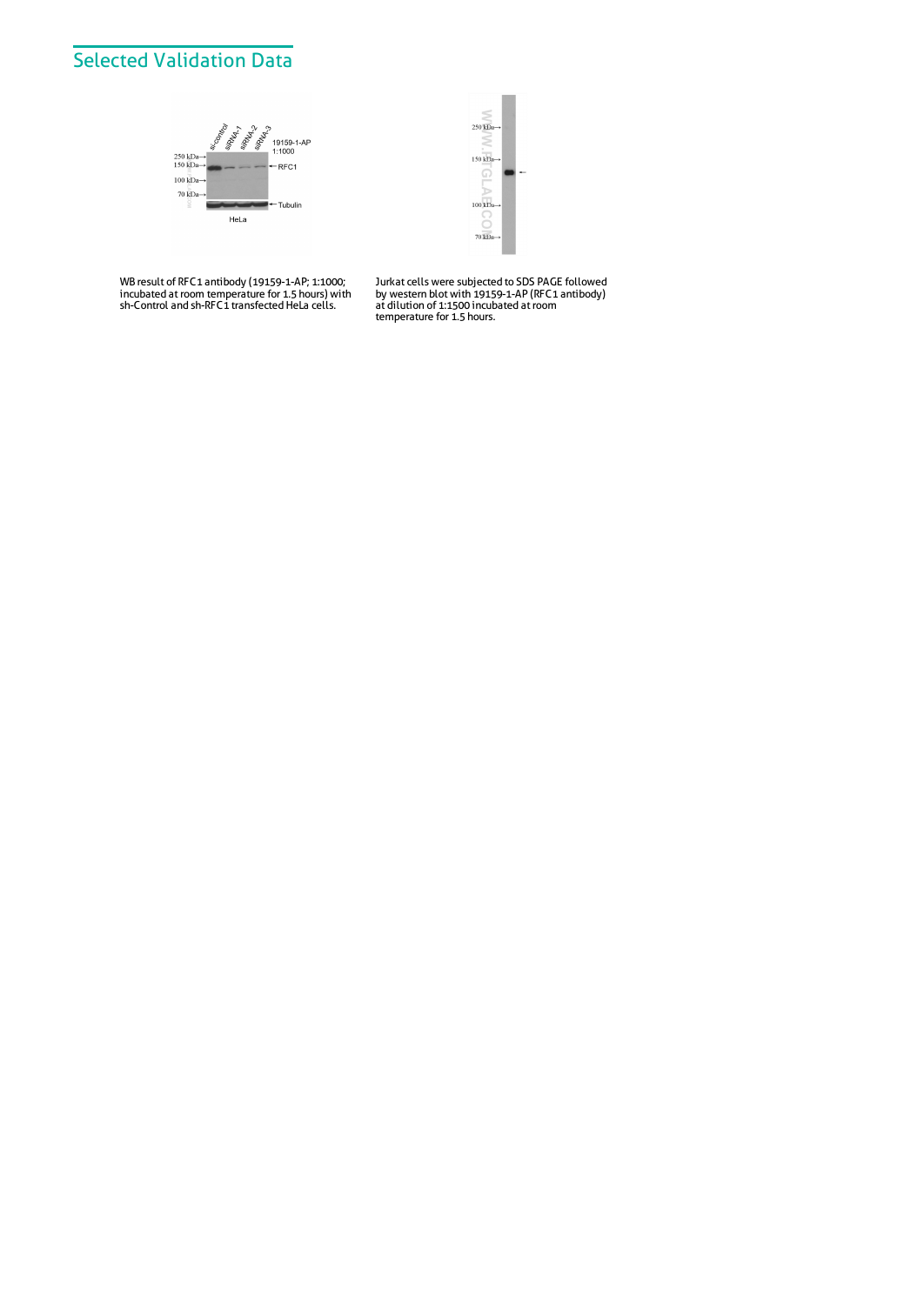## Selected Validation Data

si-control
siRNA-1
siRNA-2
siRNA-3
19159-1-AP
1:1000
250 kDa→
150 kDa→
100 kDa→
70 kDa→
← RFC1
← Tubulin
HeLa

WB result of RFC1 antibody (19159-1-AP; 1:1000; incubated at room temperature for 1.5 hours) with sh-Control and sh-RFC1 transfected HeLa cells.

250 kDa→
150 kDa→
100 kDa→
70 kDa→
←

Jurkat cells were subjected to SDS PAGE followed by western blot with 19159-1-AP (RFC1 antibody) at dilution of 1:1500 incubated at room temperature for 1.5 hours.